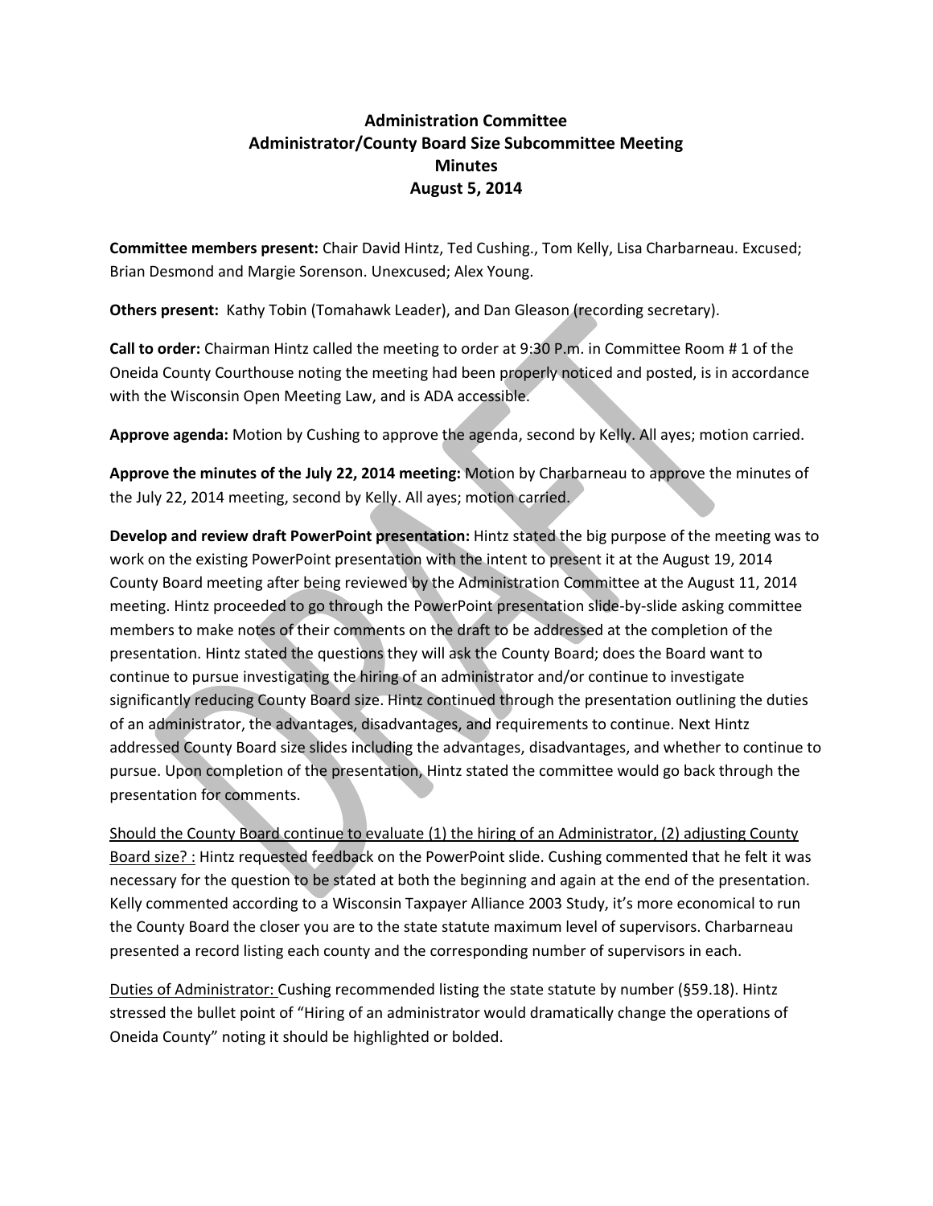# Administration Committee
# Administrator/County Board Size Subcommittee Meeting
# Minutes
# August 5, 2014

**Committee members present:** Chair David Hintz, Ted Cushing., Tom Kelly, Lisa Charbarneau. Excused; Brian Desmond and Margie Sorenson. Unexcused; Alex Young.

**Others present:** Kathy Tobin (Tomahawk Leader), and Dan Gleason (recording secretary).

**Call to order:** Chairman Hintz called the meeting to order at 9:30 P.m. in Committee Room # 1 of the Oneida County Courthouse noting the meeting had been properly noticed and posted, is in accordance with the Wisconsin Open Meeting Law, and is ADA accessible.

**Approve agenda:** Motion by Cushing to approve the agenda, second by Kelly. All ayes; motion carried.

**Approve the minutes of the July 22, 2014 meeting:** Motion by Charbarneau to approve the minutes of the July 22, 2014 meeting, second by Kelly. All ayes; motion carried.

**Develop and review draft PowerPoint presentation:** Hintz stated the big purpose of the meeting was to work on the existing PowerPoint presentation with the intent to present it at the August 19, 2014 County Board meeting after being reviewed by the Administration Committee at the August 11, 2014 meeting. Hintz proceeded to go through the PowerPoint presentation slide-by-slide asking committee members to make notes of their comments on the draft to be addressed at the completion of the presentation. Hintz stated the questions they will ask the County Board; does the Board want to continue to pursue investigating the hiring of an administrator and/or continue to investigate significantly reducing County Board size. Hintz continued through the presentation outlining the duties of an administrator, the advantages, disadvantages, and requirements to continue. Next Hintz addressed County Board size slides including the advantages, disadvantages, and whether to continue to pursue. Upon completion of the presentation, Hintz stated the committee would go back through the presentation for comments.

<u>Should the County Board continue to evaluate (1) the hiring of an Administrator, (2) adjusting County Board size? :</u> Hintz requested feedback on the PowerPoint slide. Cushing commented that he felt it was necessary for the question to be stated at both the beginning and again at the end of the presentation. Kelly commented according to a Wisconsin Taxpayer Alliance 2003 Study, it's more economical to run the County Board the closer you are to the state statute maximum level of supervisors. Charbarneau presented a record listing each county and the corresponding number of supervisors in each.

<u>Duties of Administrator:</u> Cushing recommended listing the state statute by number (§59.18). Hintz stressed the bullet point of "Hiring of an administrator would dramatically change the operations of Oneida County" noting it should be highlighted or bolded.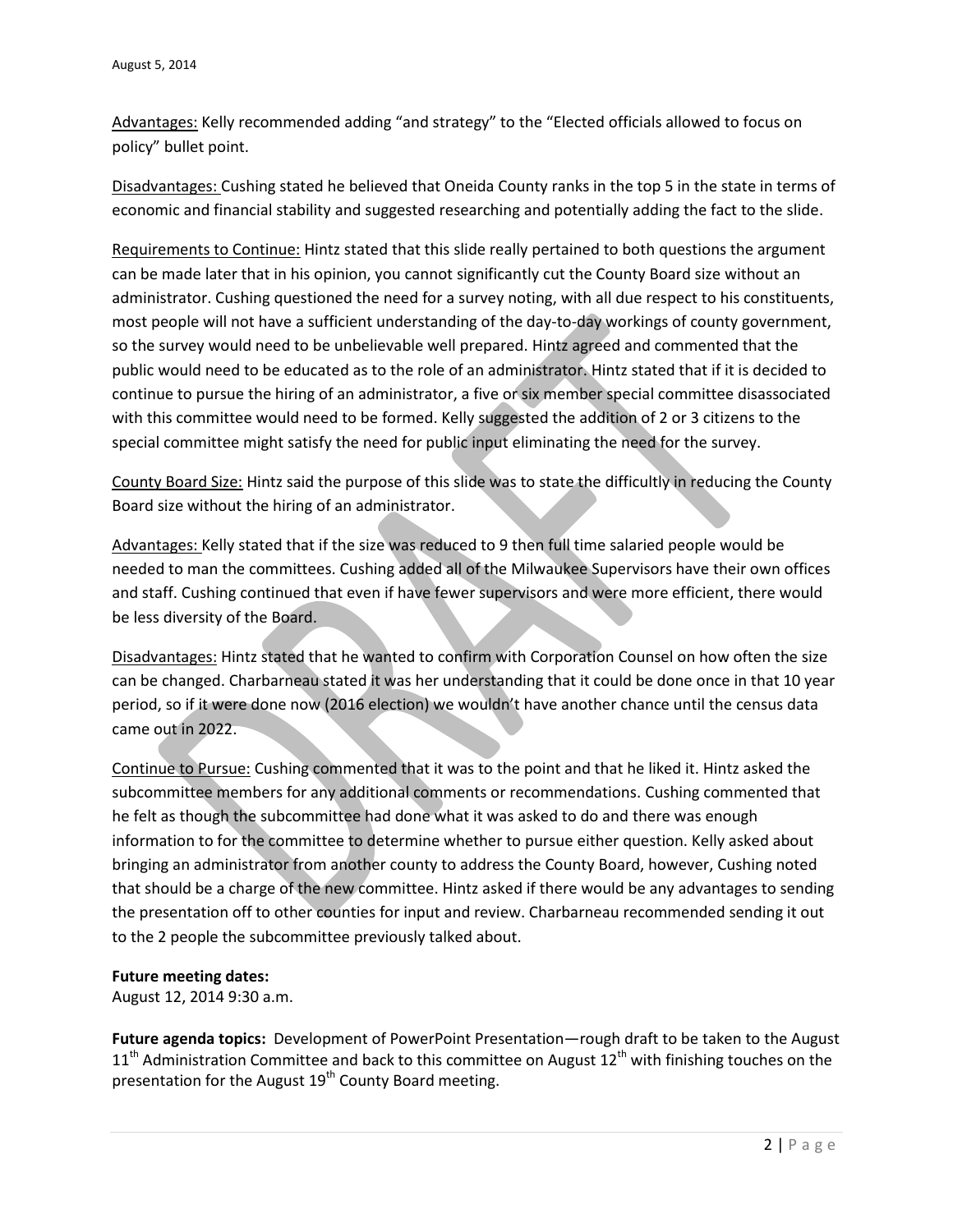Advantages: Kelly recommended adding "and strategy" to the "Elected officials allowed to focus on policy" bullet point.

Disadvantages: Cushing stated he believed that Oneida County ranks in the top 5 in the state in terms of economic and financial stability and suggested researching and potentially adding the fact to the slide.

Requirements to Continue: Hintz stated that this slide really pertained to both questions the argument can be made later that in his opinion, you cannot significantly cut the County Board size without an administrator. Cushing questioned the need for a survey noting, with all due respect to his constituents, most people will not have a sufficient understanding of the day-to-day workings of county government, so the survey would need to be unbelievable well prepared. Hintz agreed and commented that the public would need to be educated as to the role of an administrator. Hintz stated that if it is decided to continue to pursue the hiring of an administrator, a five or six member special committee disassociated with this committee would need to be formed. Kelly suggested the addition of 2 or 3 citizens to the special committee might satisfy the need for public input eliminating the need for the survey.

County Board Size: Hintz said the purpose of this slide was to state the difficultly in reducing the County Board size without the hiring of an administrator.

Advantages: Kelly stated that if the size was reduced to 9 then full time salaried people would be needed to man the committees. Cushing added all of the Milwaukee Supervisors have their own offices and staff. Cushing continued that even if have fewer supervisors and were more efficient, there would be less diversity of the Board.

Disadvantages: Hintz stated that he wanted to confirm with Corporation Counsel on how often the size can be changed. Charbarneau stated it was her understanding that it could be done once in that 10 year period, so if it were done now (2016 election) we wouldn't have another chance until the census data came out in 2022.

Continue to Pursue: Cushing commented that it was to the point and that he liked it. Hintz asked the subcommittee members for any additional comments or recommendations. Cushing commented that he felt as though the subcommittee had done what it was asked to do and there was enough information to for the committee to determine whether to pursue either question. Kelly asked about bringing an administrator from another county to address the County Board, however, Cushing noted that should be a charge of the new committee. Hintz asked if there would be any advantages to sending the presentation off to other counties for input and review. Charbarneau recommended sending it out to the 2 people the subcommittee previously talked about.

**Future meeting dates:**
August 12, 2014 9:30 a.m.

**Future agenda topics:** Development of PowerPoint Presentation—rough draft to be taken to the August 11th Administration Committee and back to this committee on August 12th with finishing touches on the presentation for the August 19th County Board meeting.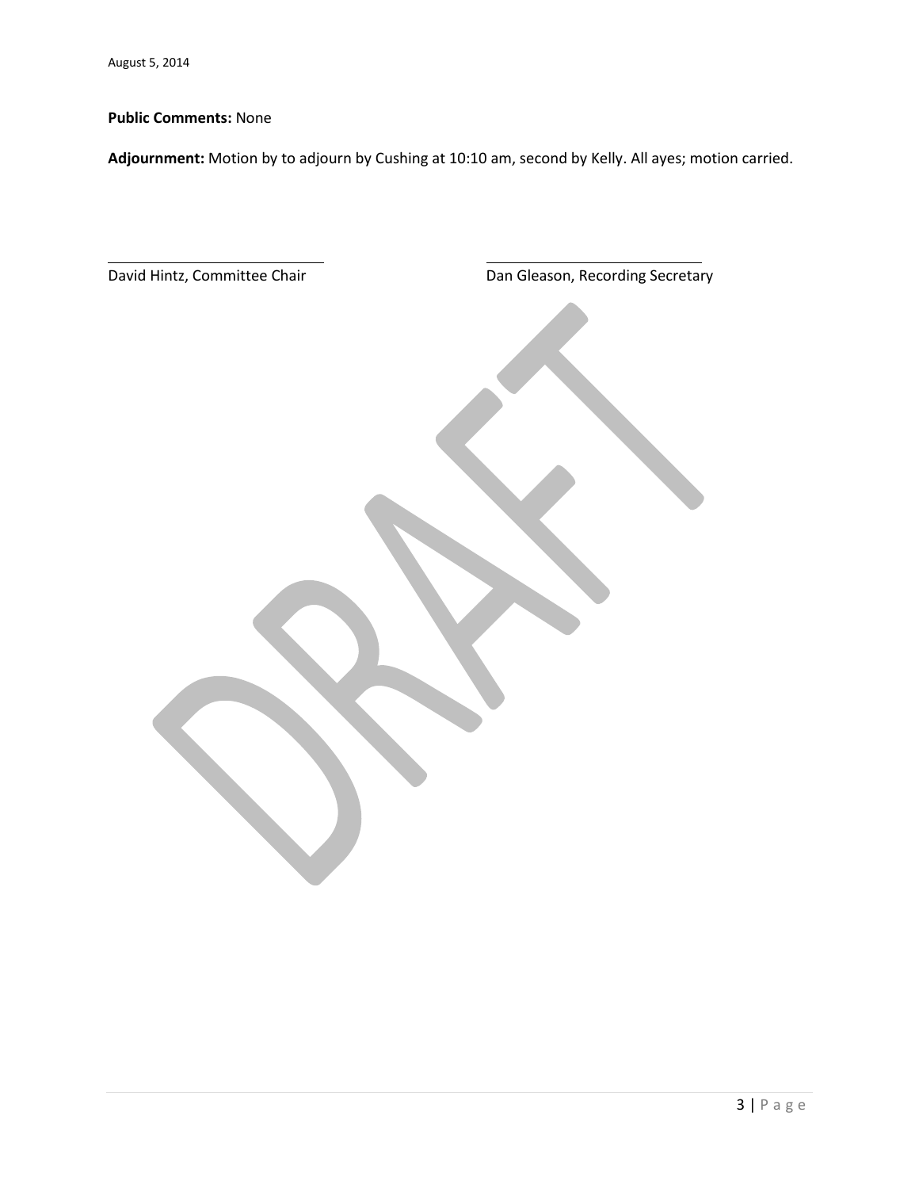**Public Comments:** None

**Adjournment:** Motion by to adjourn by Cushing at 10:10 am, second by Kelly. All ayes; motion carried.

David Hintz, Committee Chair

Dan Gleason, Recording Secretary

DRAFT